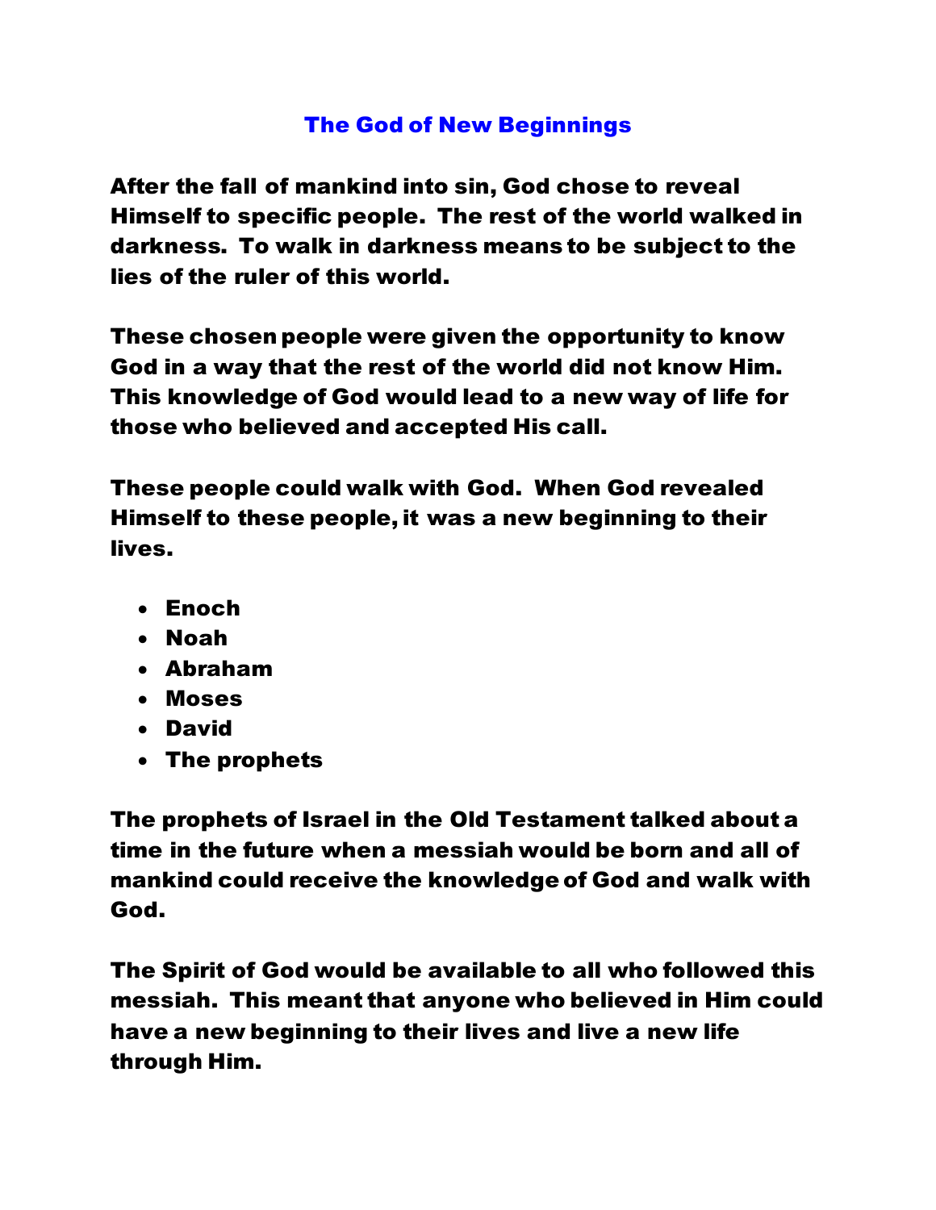# The God of New Beginnings

**After the fall of mankind into sin, God chose to reveal Himself to specific people. The rest of the world walked in darkness. To walk in darkness means to be subject to the lies of the ruler of this world.**

**These chosen people were given the opportunity to know God in a way that the rest of the world did not know Him. This knowledge of God would lead to a new way of life for those who believed and accepted His call.**

**These people could walk with God. When God revealed Himself to these people, it was a new beginning to their lives.**

- **Enoch**
- **Noah**
- **Abraham**
- **Moses**
- **David**
- **The prophets**

**The prophets of Israel in the Old Testament talked about a time in the future when a messiah would be born and all of mankind could receive the knowledge of God and walk with God.**

**The Spirit of God would be available to all who followed this messiah. This meant that anyone who believed in Him could have a new beginning to their lives and live a new life through Him.**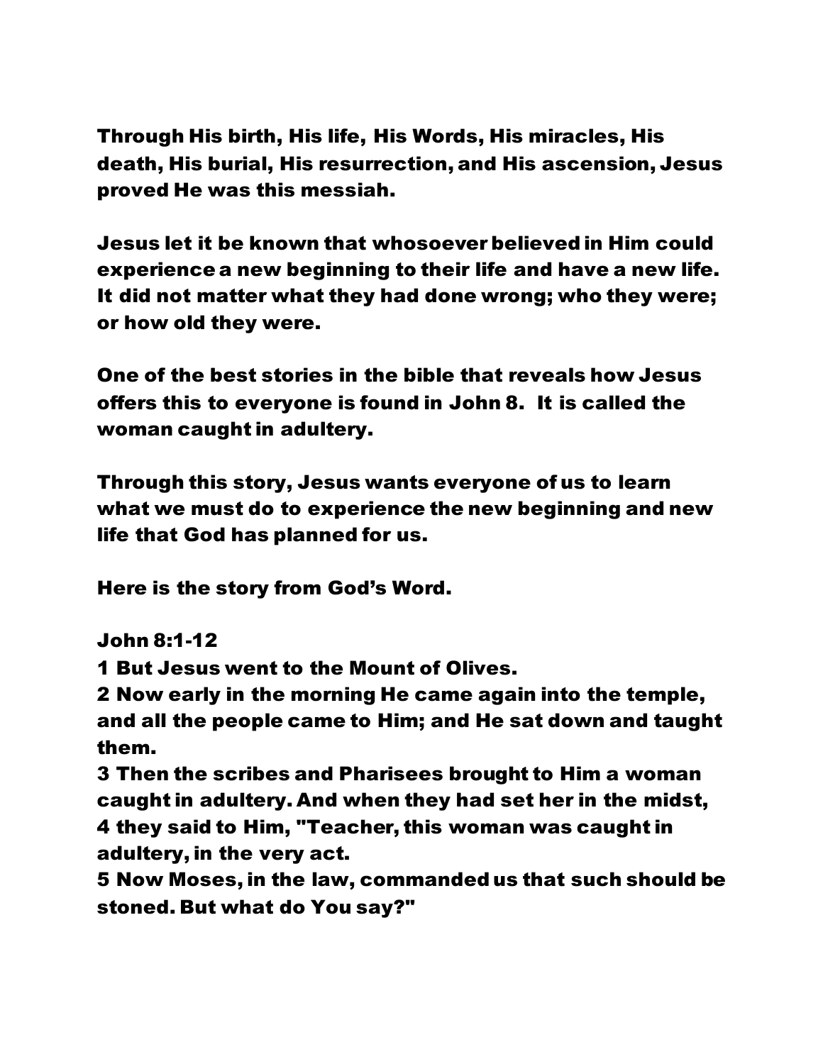Through His birth, His life, His Words, His miracles, His death, His burial, His resurrection, and His ascension, Jesus proved He was this messiah.

Jesus let it be known that whosoever believed in Him could experience a new beginning to their life and have a new life. It did not matter what they had done wrong; who they were; or how old they were.

One of the best stories in the bible that reveals how Jesus offers this to everyone is found in John 8. It is called the woman caught in adultery.

Through this story, Jesus wants everyone of us to learn what we must do to experience the new beginning and new life that God has planned for us.

Here is the story from God's Word.

John 8:1-12

1 But Jesus went to the Mount of Olives.

2 Now early in the morning He came again into the temple, and all the people came to Him; and He sat down and taught them.

3 Then the scribes and Pharisees brought to Him a woman caught in adultery. And when they had set her in the midst,

4 they said to Him, "Teacher, this woman was caught in adultery, in the very act.

5 Now Moses, in the law, commanded us that such should be stoned. But what do You say?"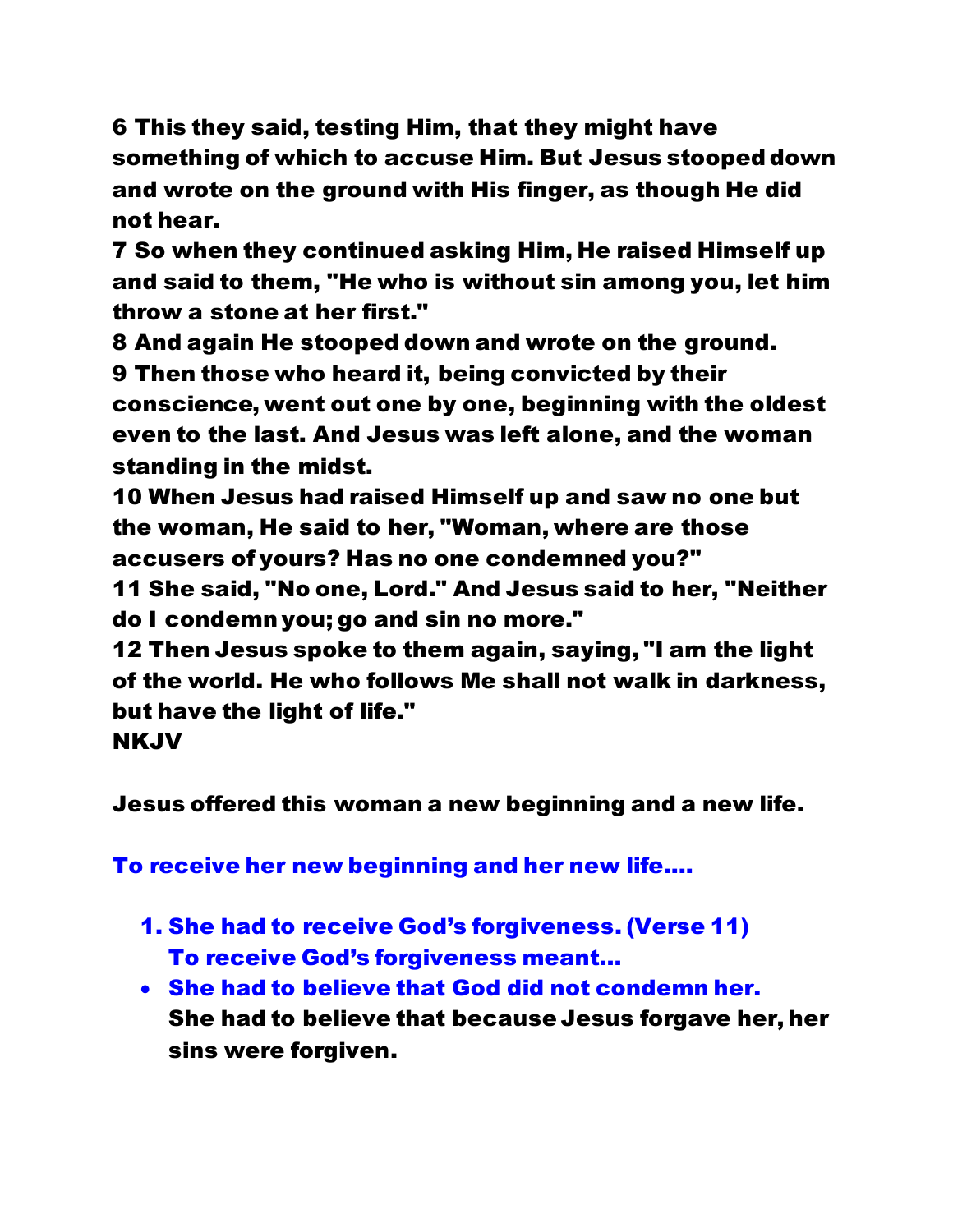**6 This they said, testing Him, that they might have something of which to accuse Him. But Jesus stooped down and wrote on the ground with His finger, as though He did not hear.**
**7 So when they continued asking Him, He raised Himself up and said to them, "He who is without sin among you, let him throw a stone at her first."**
**8 And again He stooped down and wrote on the ground.**
**9 Then those who heard it, being convicted by their conscience, went out one by one, beginning with the oldest even to the last. And Jesus was left alone, and the woman standing in the midst.**
**10 When Jesus had raised Himself up and saw no one but the woman, He said to her, "Woman, where are those accusers of yours? Has no one condemned you?"**
**11 She said, "No one, Lord." And Jesus said to her, "Neither do I condemn you; go and sin no more."**
**12 Then Jesus spoke to them again, saying, "I am the light of the world. He who follows Me shall not walk in darkness, but have the light of life."**
**NKJV**

**Jesus offered this woman a new beginning and a new life.**

**To receive her new beginning and her new life....**

1. **She had to receive God's forgiveness. (Verse 11)**
   **To receive God's forgiveness meant...**

- **She had to believe that God did not condemn her.**
  **She had to believe that because Jesus forgave her, her sins were forgiven.**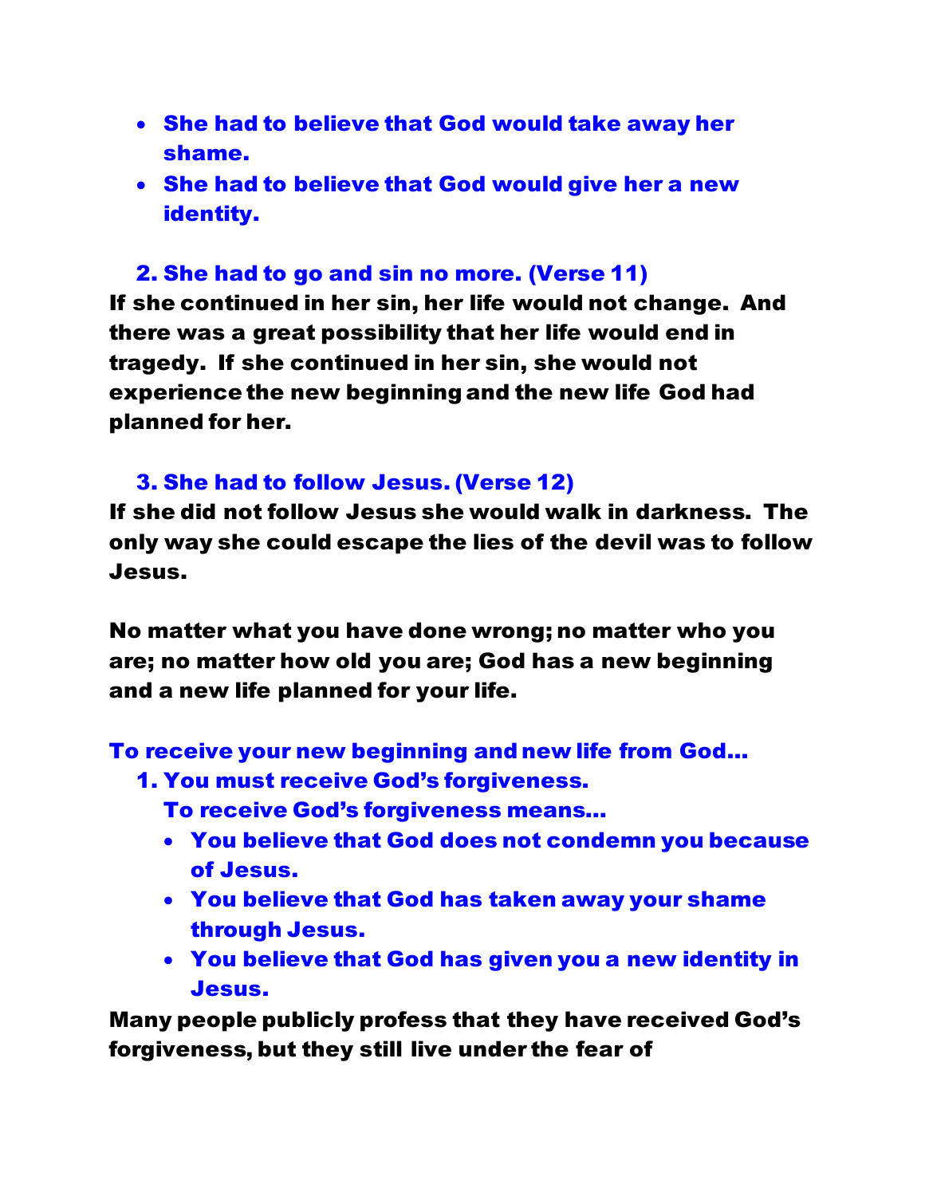- **She had to believe that God would take away her shame.**
- **She had to believe that God would give her a new identity.**

**2. She had to go and sin no more. (Verse 11)**

**If she continued in her sin, her life would not change. And there was a great possibility that her life would end in tragedy. If she continued in her sin, she would not experience the new beginning and the new life God had planned for her.**

**3. She had to follow Jesus. (Verse 12)**

**If she did not follow Jesus she would walk in darkness. The only way she could escape the lies of the devil was to follow Jesus.**

**No matter what you have done wrong; no matter who you are; no matter how old you are; God has a new beginning and a new life planned for your life.**

**To receive your new beginning and new life from God…**

1. **You must receive God's forgiveness.**
   **To receive God's forgiveness means…**
   - **You believe that God does not condemn you because of Jesus.**
   - **You believe that God has taken away your shame through Jesus.**
   - **You believe that God has given you a new identity in Jesus.**

**Many people publicly profess that they have received God's forgiveness, but they still live under the fear of**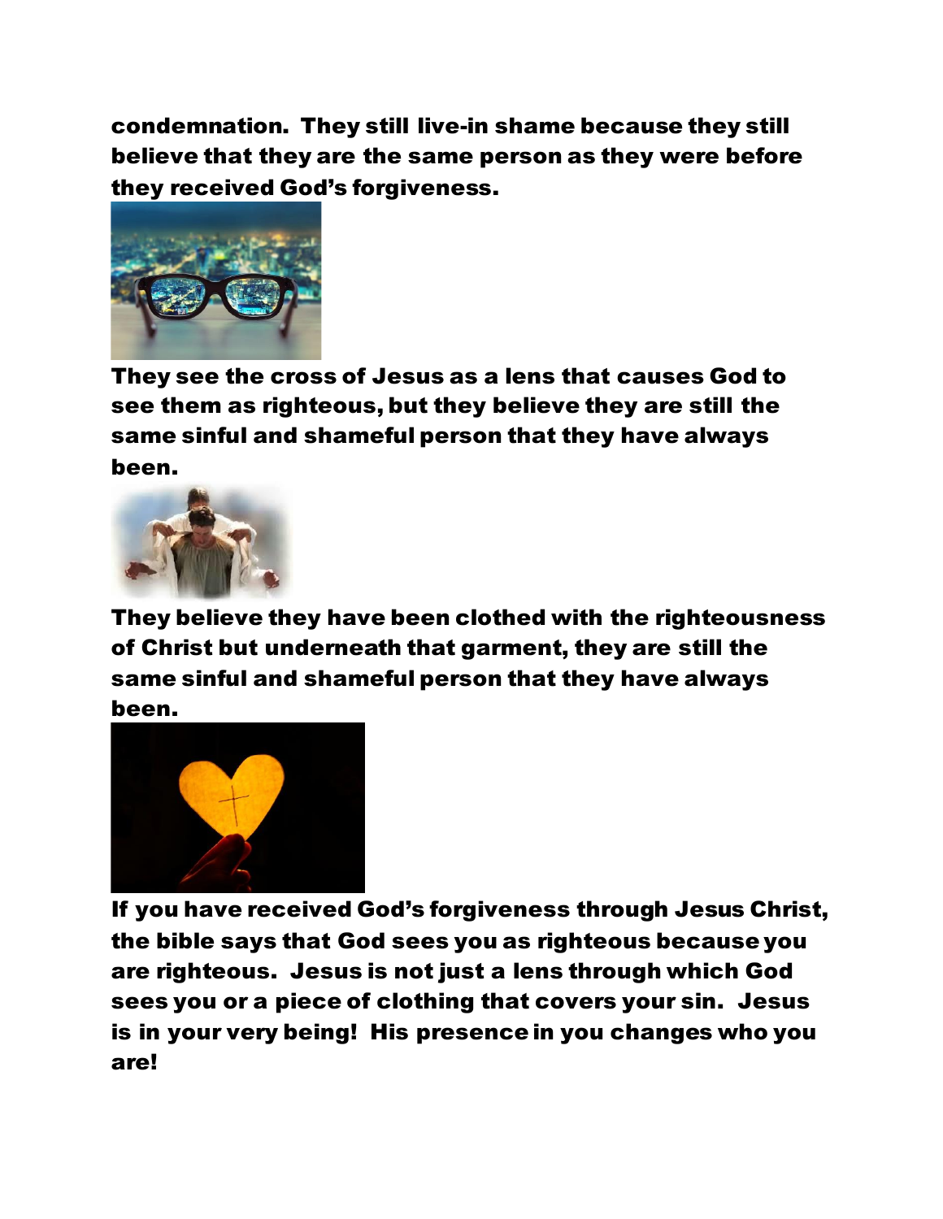**condemnation. They still live-in shame because they still believe that they are the same person as they were before they received God's forgiveness.**

**They see the cross of Jesus as a lens that causes God to see them as righteous, but they believe they are still the same sinful and shameful person that they have always been.**

**They believe they have been clothed with the righteousness of Christ but underneath that garment, they are still the same sinful and shameful person that they have always been.**

**If you have received God's forgiveness through Jesus Christ, the bible says that God sees you as righteous because you are righteous. Jesus is not just a lens through which God sees you or a piece of clothing that covers your sin. Jesus is in your very being! His presence in you changes who you are!**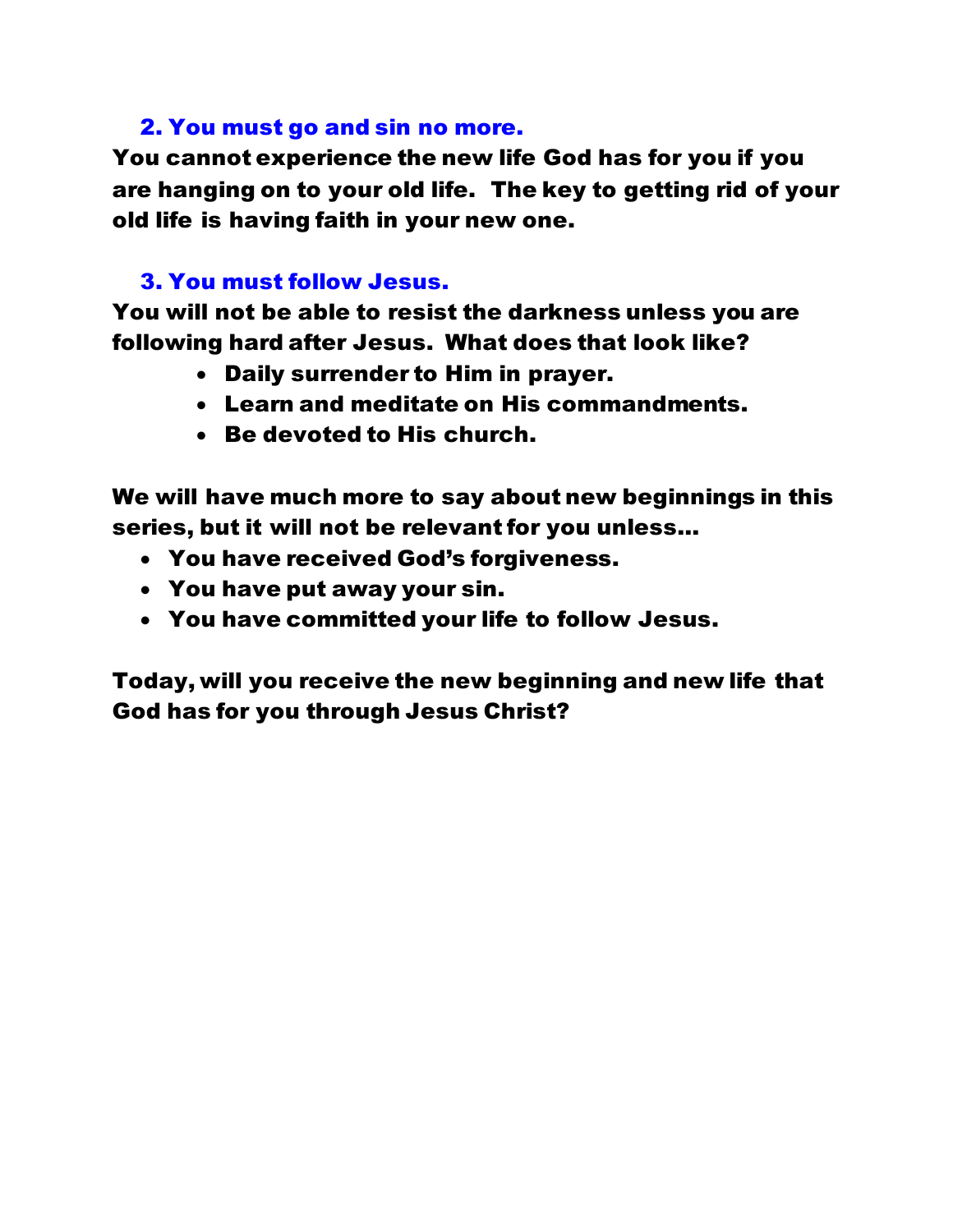### 2. You must go and sin no more.

**You cannot experience the new life God has for you if you are hanging on to your old life. The key to getting rid of your old life is having faith in your new one.**

### 3. You must follow Jesus.

**You will not be able to resist the darkness unless you are following hard after Jesus. What does that look like?**

- **Daily surrender to Him in prayer.**
- **Learn and meditate on His commandments.**
- **Be devoted to His church.**

**We will have much more to say about new beginnings in this series, but it will not be relevant for you unless…**

- **You have received God's forgiveness.**
- **You have put away your sin.**
- **You have committed your life to follow Jesus.**

**Today, will you receive the new beginning and new life that God has for you through Jesus Christ?**